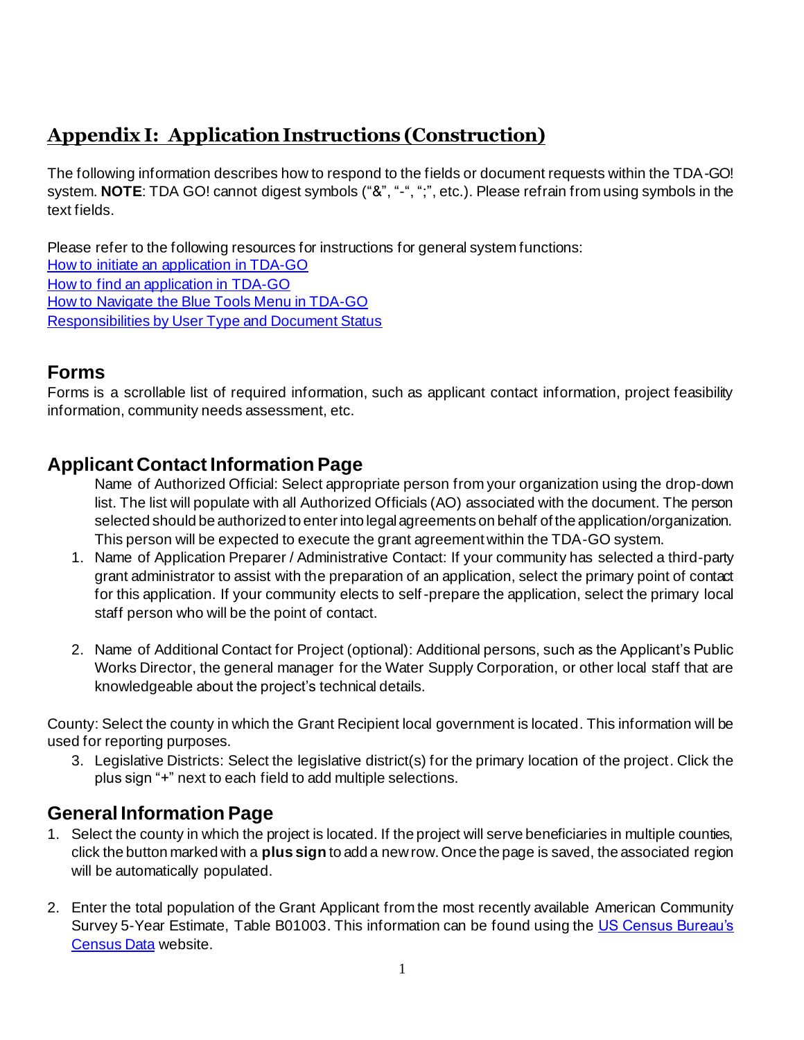## Appendix I: Application Instructions (Construction)

The following information describes how to respond to the fields or document requests within the TDA-GO! system. **NOTE**: TDA GO! cannot digest symbols ("&", "-", ";", etc.). Please refrain from using symbols in the text fields.

Please refer to the following resources for instructions for general system functions:
[How to initiate an application in TDA-GO]()
[How to find an application in TDA-GO]()
[How to Navigate the Blue Tools Menu in TDA-GO]()
[Responsibilities by User Type and Document Status]()

## Forms

Forms is a scrollable list of required information, such as applicant contact information, project feasibility information, community needs assessment, etc.

## Applicant Contact Information Page

Name of Authorized Official: Select appropriate person from your organization using the drop-down list. The list will populate with all Authorized Officials (AO) associated with the document. The person selected should be authorized to enter into legal agreements on behalf of the application/organization. This person will be expected to execute the grant agreement within the TDA-GO system.

1. Name of Application Preparer / Administrative Contact: If your community has selected a third-party grant administrator to assist with the preparation of an application, select the primary point of contact for this application. If your community elects to self-prepare the application, select the primary local staff person who will be the point of contact.

2. Name of Additional Contact for Project (optional): Additional persons, such as the Applicant's Public Works Director, the general manager for the Water Supply Corporation, or other local staff that are knowledgeable about the project's technical details.

County: Select the county in which the Grant Recipient local government is located. This information will be used for reporting purposes.

3. Legislative Districts: Select the legislative district(s) for the primary location of the project. Click the plus sign "+" next to each field to add multiple selections.

## General Information Page

1. Select the county in which the project is located. If the project will serve beneficiaries in multiple counties, click the button marked with a **plus sign** to add a new row. Once the page is saved, the associated region will be automatically populated.

2. Enter the total population of the Grant Applicant from the most recently available American Community Survey 5-Year Estimate, Table B01003. This information can be found using the [US Census Bureau's Census Data]() website.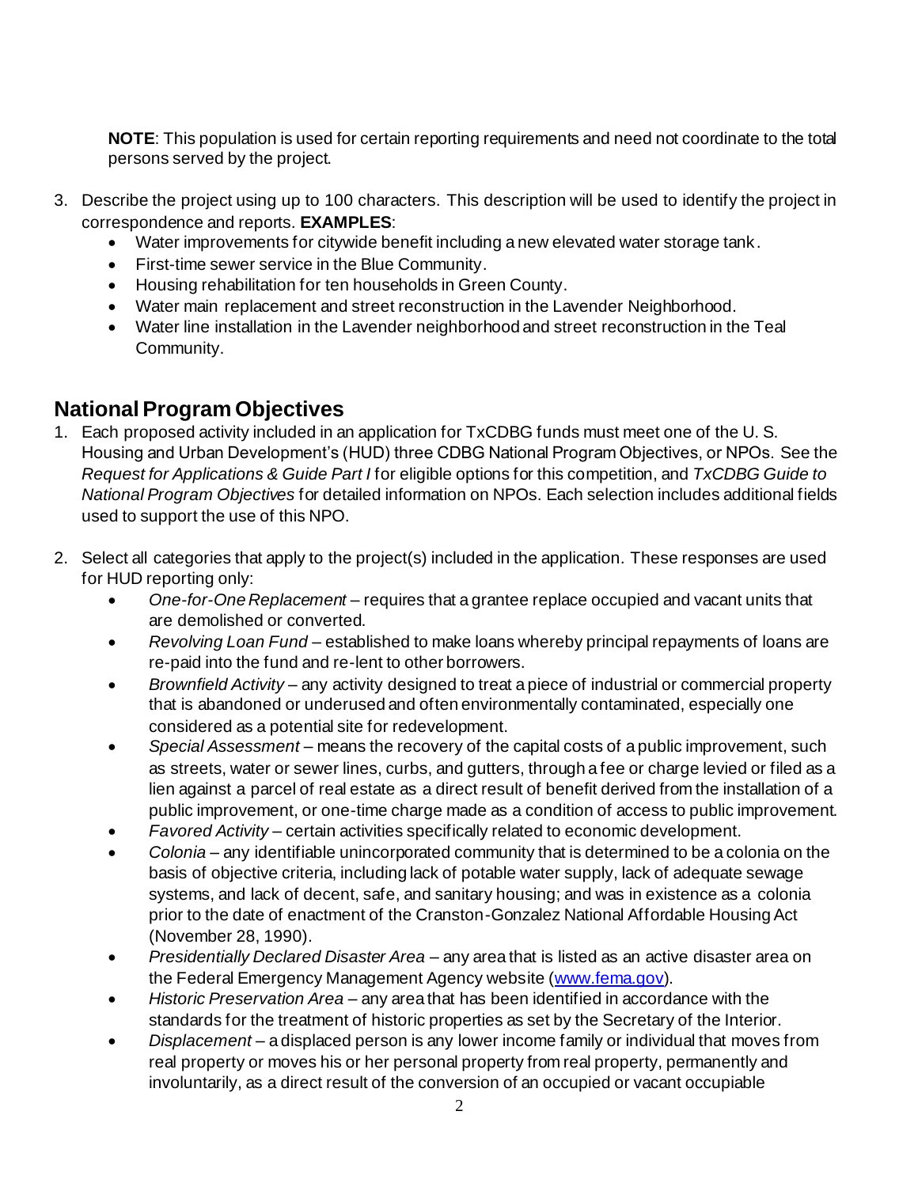**NOTE**: This population is used for certain reporting requirements and need not coordinate to the total persons served by the project.

3. Describe the project using up to 100 characters. This description will be used to identify the project in correspondence and reports. **EXAMPLES**:
   - Water improvements for citywide benefit including a new elevated water storage tank.
   - First-time sewer service in the Blue Community.
   - Housing rehabilitation for ten households in Green County.
   - Water main replacement and street reconstruction in the Lavender Neighborhood.
   - Water line installation in the Lavender neighborhood and street reconstruction in the Teal Community.

## National Program Objectives

1. Each proposed activity included in an application for TxCDBG funds must meet one of the U. S. Housing and Urban Development's (HUD) three CDBG National Program Objectives, or NPOs. See the *Request for Applications & Guide Part I* for eligible options for this competition, and *TxCDBG Guide to National Program Objectives* for detailed information on NPOs. Each selection includes additional fields used to support the use of this NPO.

2. Select all categories that apply to the project(s) included in the application. These responses are used for HUD reporting only:
   - *One-for-One Replacement* – requires that a grantee replace occupied and vacant units that are demolished or converted.
   - *Revolving Loan Fund* – established to make loans whereby principal repayments of loans are re-paid into the fund and re-lent to other borrowers.
   - *Brownfield Activity* – any activity designed to treat a piece of industrial or commercial property that is abandoned or underused and often environmentally contaminated, especially one considered as a potential site for redevelopment.
   - *Special Assessment* – means the recovery of the capital costs of a public improvement, such as streets, water or sewer lines, curbs, and gutters, through a fee or charge levied or filed as a lien against a parcel of real estate as a direct result of benefit derived from the installation of a public improvement, or one-time charge made as a condition of access to public improvement.
   - *Favored Activity* – certain activities specifically related to economic development.
   - *Colonia* – any identifiable unincorporated community that is determined to be a colonia on the basis of objective criteria, including lack of potable water supply, lack of adequate sewage systems, and lack of decent, safe, and sanitary housing; and was in existence as a colonia prior to the date of enactment of the Cranston-Gonzalez National Affordable Housing Act (November 28, 1990).
   - *Presidentially Declared Disaster Area* – any area that is listed as an active disaster area on the Federal Emergency Management Agency website (www.fema.gov).
   - *Historic Preservation Area* – any area that has been identified in accordance with the standards for the treatment of historic properties as set by the Secretary of the Interior.
   - *Displacement* – a displaced person is any lower income family or individual that moves from real property or moves his or her personal property from real property, permanently and involuntarily, as a direct result of the conversion of an occupied or vacant occupiable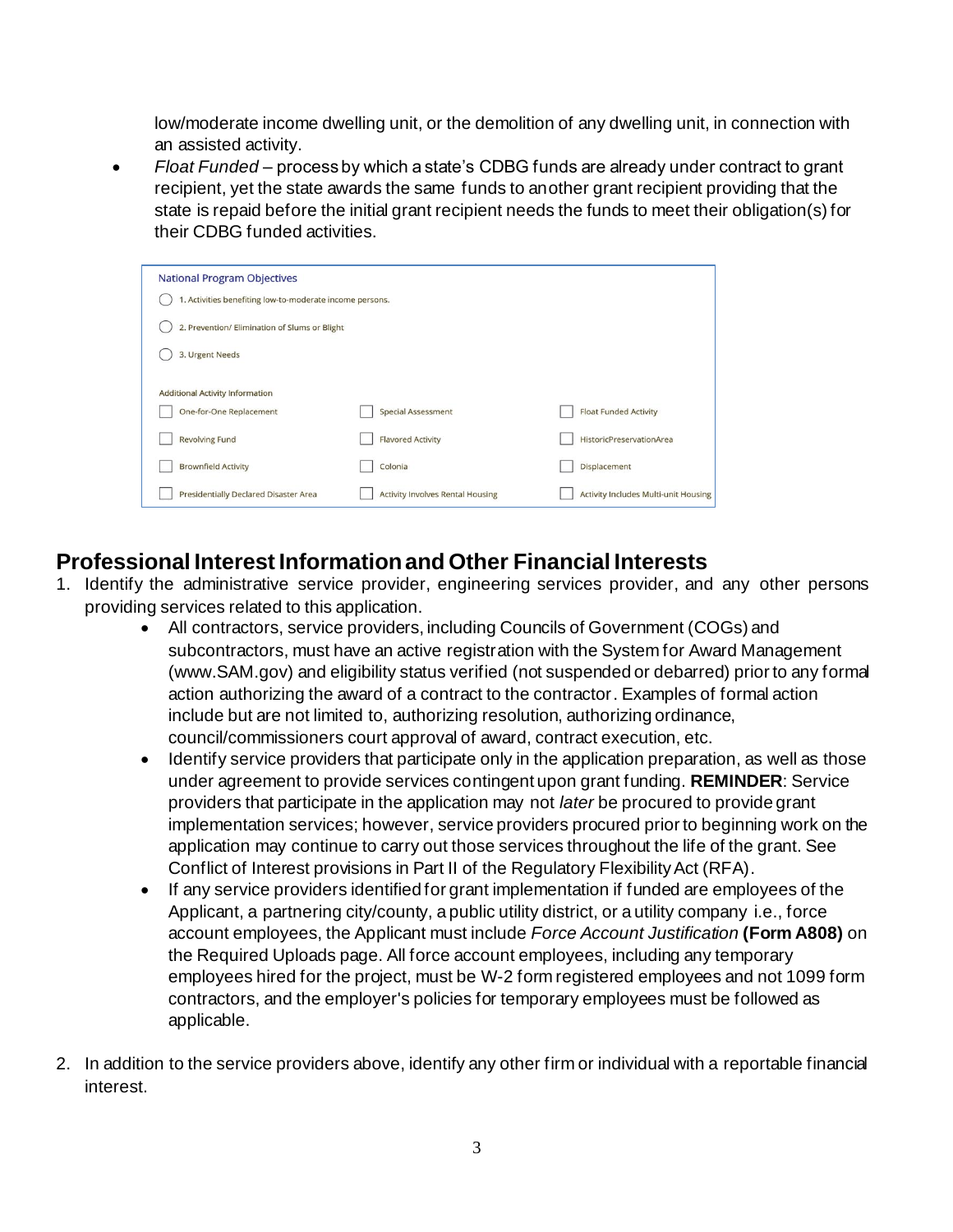low/moderate income dwelling unit, or the demolition of any dwelling unit, in connection with an assisted activity.

- *Float Funded* – process by which a state's CDBG funds are already under contract to grant recipient, yet the state awards the same funds to another grant recipient providing that the state is repaid before the initial grant recipient needs the funds to meet their obligation(s) for their CDBG funded activities.

**National Program Objectives**

- ◯ 1. Activities benefiting low-to-moderate income persons.
- ◯ 2. Prevention/ Elimination of Slums or Blight
- ◯ 3. Urgent Needs

**Additional Activity Information**

| | | |
|---|---|---|
| ☐ One-for-One Replacement | ☐ Special Assessment | ☐ Float Funded Activity |
| ☐ Revolving Fund | ☐ Flavored Activity | ☐ HistoricPreservationArea |
| ☐ Brownfield Activity | ☐ Colonia | ☐ Displacement |
| ☐ Presidentially Declared Disaster Area | ☐ Activity Involves Rental Housing | ☐ Activity Includes Multi-unit Housing |

## Professional Interest Information and Other Financial Interests

1. Identify the administrative service provider, engineering services provider, and any other persons providing services related to this application.
   - All contractors, service providers, including Councils of Government (COGs) and subcontractors, must have an active registration with the System for Award Management (www.SAM.gov) and eligibility status verified (not suspended or debarred) prior to any formal action authorizing the award of a contract to the contractor. Examples of formal action include but are not limited to, authorizing resolution, authorizing ordinance, council/commissioners court approval of award, contract execution, etc.
   - Identify service providers that participate only in the application preparation, as well as those under agreement to provide services contingent upon grant funding. **REMINDER**: Service providers that participate in the application may not *later* be procured to provide grant implementation services; however, service providers procured prior to beginning work on the application may continue to carry out those services throughout the life of the grant. See Conflict of Interest provisions in Part II of the Regulatory Flexibility Act (RFA).
   - If any service providers identified for grant implementation if funded are employees of the Applicant, a partnering city/county, a public utility district, or a utility company i.e., force account employees, the Applicant must include *Force Account Justification* **(Form A808)** on the Required Uploads page. All force account employees, including any temporary employees hired for the project, must be W-2 form registered employees and not 1099 form contractors, and the employer's policies for temporary employees must be followed as applicable.

2. In addition to the service providers above, identify any other firm or individual with a reportable financial interest.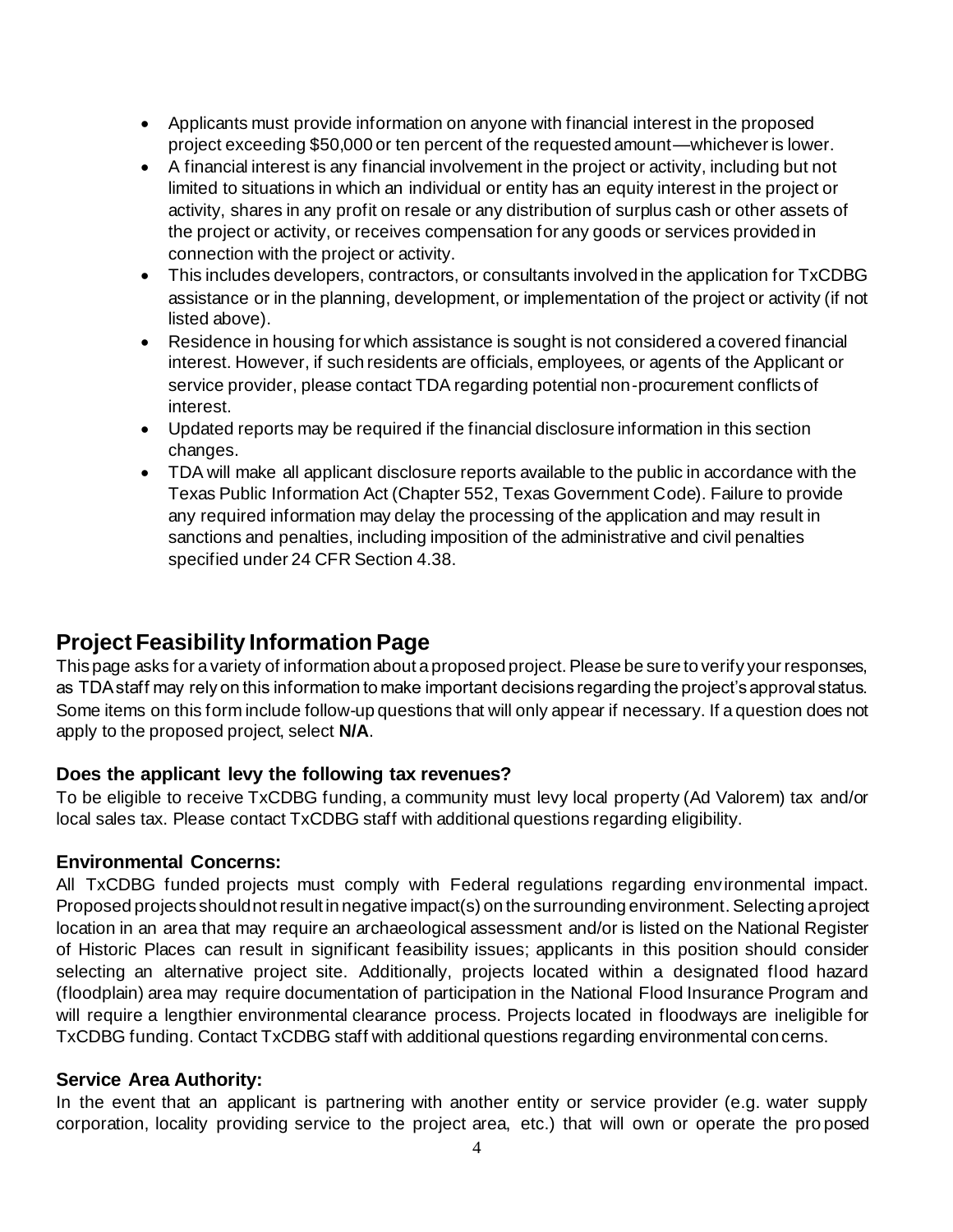- Applicants must provide information on anyone with financial interest in the proposed project exceeding $50,000 or ten percent of the requested amount—whichever is lower.
- A financial interest is any financial involvement in the project or activity, including but not limited to situations in which an individual or entity has an equity interest in the project or activity, shares in any profit on resale or any distribution of surplus cash or other assets of the project or activity, or receives compensation for any goods or services provided in connection with the project or activity.
- This includes developers, contractors, or consultants involved in the application for TxCDBG assistance or in the planning, development, or implementation of the project or activity (if not listed above).
- Residence in housing for which assistance is sought is not considered a covered financial interest. However, if such residents are officials, employees, or agents of the Applicant or service provider, please contact TDA regarding potential non-procurement conflicts of interest.
- Updated reports may be required if the financial disclosure information in this section changes.
- TDA will make all applicant disclosure reports available to the public in accordance with the Texas Public Information Act (Chapter 552, Texas Government Code). Failure to provide any required information may delay the processing of the application and may result in sanctions and penalties, including imposition of the administrative and civil penalties specified under 24 CFR Section 4.38.

## Project Feasibility Information Page

This page asks for a variety of information about a proposed project. Please be sure to verify your responses, as TDA staff may rely on this information to make important decisions regarding the project's approval status. Some items on this form include follow-up questions that will only appear if necessary. If a question does not apply to the proposed project, select **N/A**.

### Does the applicant levy the following tax revenues?

To be eligible to receive TxCDBG funding, a community must levy local property (Ad Valorem) tax and/or local sales tax. Please contact TxCDBG staff with additional questions regarding eligibility.

### Environmental Concerns:

All TxCDBG funded projects must comply with Federal regulations regarding environmental impact. Proposed projects should not result in negative impact(s) on the surrounding environment. Selecting a project location in an area that may require an archaeological assessment and/or is listed on the National Register of Historic Places can result in significant feasibility issues; applicants in this position should consider selecting an alternative project site. Additionally, projects located within a designated flood hazard (floodplain) area may require documentation of participation in the National Flood Insurance Program and will require a lengthier environmental clearance process. Projects located in floodways are ineligible for TxCDBG funding. Contact TxCDBG staff with additional questions regarding environmental concerns.

### Service Area Authority:

In the event that an applicant is partnering with another entity or service provider (e.g. water supply corporation, locality providing service to the project area, etc.) that will own or operate the proposed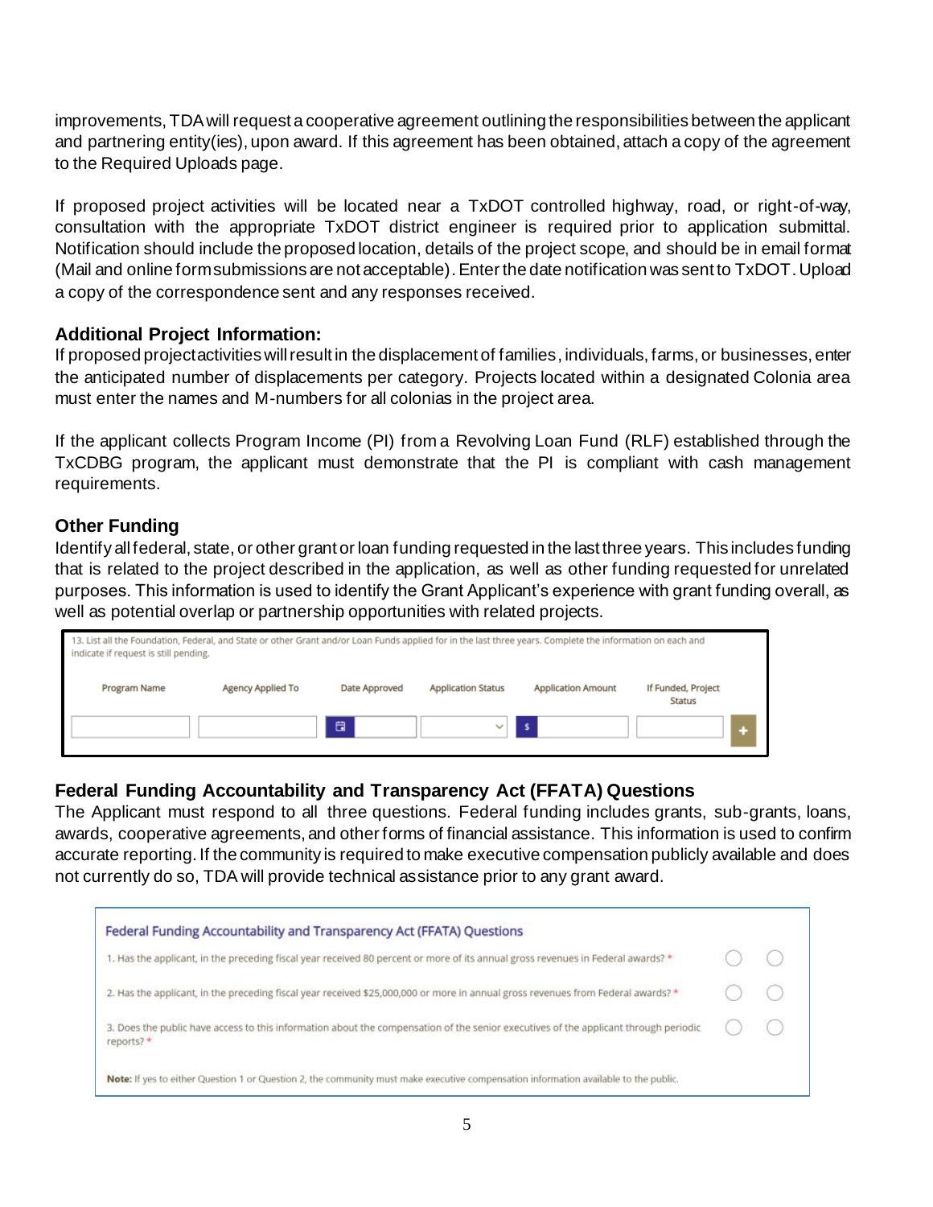improvements, TDA will request a cooperative agreement outlining the responsibilities between the applicant and partnering entity(ies), upon award. If this agreement has been obtained, attach a copy of the agreement to the Required Uploads page.

If proposed project activities will be located near a TxDOT controlled highway, road, or right-of-way, consultation with the appropriate TxDOT district engineer is required prior to application submittal. Notification should include the proposed location, details of the project scope, and should be in email format (Mail and online form submissions are not acceptable). Enter the date notification was sent to TxDOT. Upload a copy of the correspondence sent and any responses received.

### Additional Project Information:

If proposed project activities will result in the displacement of families, individuals, farms, or businesses, enter the anticipated number of displacements per category. Projects located within a designated Colonia area must enter the names and M-numbers for all colonias in the project area.

If the applicant collects Program Income (PI) from a Revolving Loan Fund (RLF) established through the TxCDBG program, the applicant must demonstrate that the PI is compliant with cash management requirements.

### Other Funding

Identify all federal, state, or other grant or loan funding requested in the last three years. This includes funding that is related to the project described in the application, as well as other funding requested for unrelated purposes. This information is used to identify the Grant Applicant's experience with grant funding overall, as well as potential overlap or partnership opportunities with related projects.

13. List all the Foundation, Federal, and State or other Grant and/or Loan Funds applied for in the last three years. Complete the information on each and indicate if request is still pending.

| Program Name | Agency Applied To | Date Approved | Application Status | Application Amount | If Funded, Project Status |
|---|---|---|---|---|---|
| | | | | $ | |

### Federal Funding Accountability and Transparency Act (FFATA) Questions

The Applicant must respond to all three questions. Federal funding includes grants, sub-grants, loans, awards, cooperative agreements, and other forms of financial assistance. This information is used to confirm accurate reporting. If the community is required to make executive compensation publicly available and does not currently do so, TDA will provide technical assistance prior to any grant award.

**Federal Funding Accountability and Transparency Act (FFATA) Questions**

1. Has the applicant, in the preceding fiscal year received 80 percent or more of its annual gross revenues in Federal awards? * ○ ○
2. Has the applicant, in the preceding fiscal year received $25,000,000 or more in annual gross revenues from Federal awards? * ○ ○
3. Does the public have access to this information about the compensation of the senior executives of the applicant through periodic reports? * ○ ○

**Note:** If yes to either Question 1 or Question 2, the community must make executive compensation information available to the public.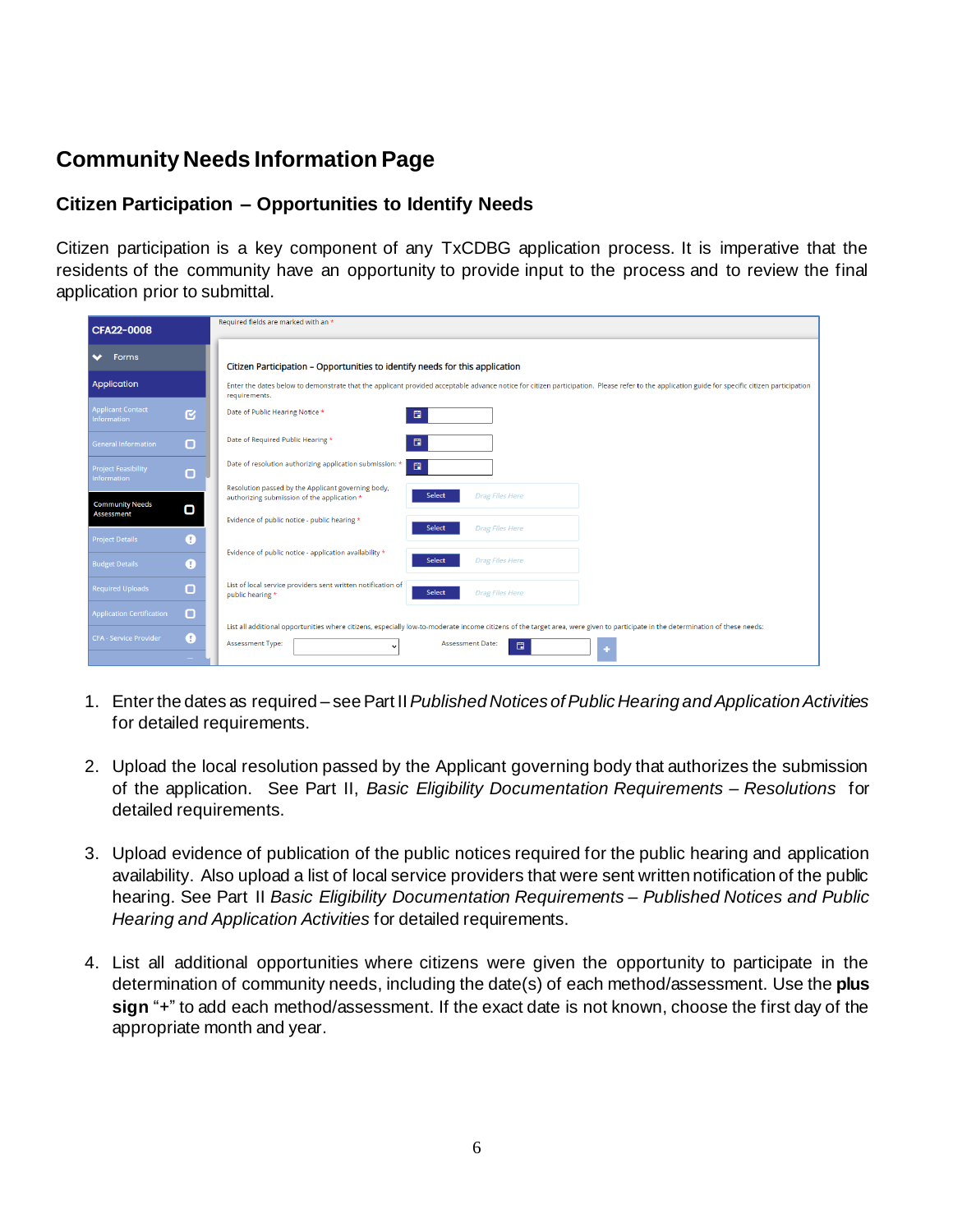## Community Needs Information Page

### Citizen Participation – Opportunities to Identify Needs

Citizen participation is a key component of any TxCDBG application process. It is imperative that the residents of the community have an opportunity to provide input to the process and to review the final application prior to submittal.

1. Enter the dates as required – see Part II *Published Notices of Public Hearing and Application Activities* for detailed requirements.

2. Upload the local resolution passed by the Applicant governing body that authorizes the submission of the application. See Part II, *Basic Eligibility Documentation Requirements – Resolutions* for detailed requirements.

3. Upload evidence of publication of the public notices required for the public hearing and application availability. Also upload a list of local service providers that were sent written notification of the public hearing. See Part II *Basic Eligibility Documentation Requirements – Published Notices and Public Hearing and Application Activities* for detailed requirements.

4. List all additional opportunities where citizens were given the opportunity to participate in the determination of community needs, including the date(s) of each method/assessment. Use the **plus sign** "+" to add each method/assessment. If the exact date is not known, choose the first day of the appropriate month and year.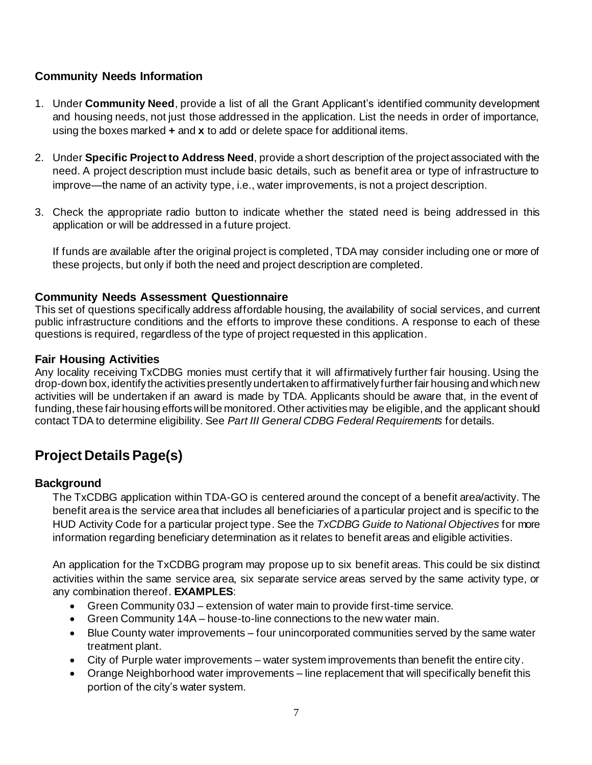### Community Needs Information

1. Under **Community Need**, provide a list of all the Grant Applicant's identified community development and housing needs, not just those addressed in the application. List the needs in order of importance, using the boxes marked **+** and **x** to add or delete space for additional items.

2. Under **Specific Project to Address Need**, provide a short description of the project associated with the need. A project description must include basic details, such as benefit area or type of infrastructure to improve—the name of an activity type, i.e., water improvements, is not a project description.

3. Check the appropriate radio button to indicate whether the stated need is being addressed in this application or will be addressed in a future project.

   If funds are available after the original project is completed, TDA may consider including one or more of these projects, but only if both the need and project description are completed.

### Community Needs Assessment Questionnaire

This set of questions specifically address affordable housing, the availability of social services, and current public infrastructure conditions and the efforts to improve these conditions. A response to each of these questions is required, regardless of the type of project requested in this application.

### Fair Housing Activities

Any locality receiving TxCDBG monies must certify that it will affirmatively further fair housing. Using the drop-down box, identify the activities presently undertaken to affirmatively further fair housing and which new activities will be undertaken if an award is made by TDA. Applicants should be aware that, in the event of funding, these fair housing efforts will be monitored. Other activities may be eligible, and the applicant should contact TDA to determine eligibility. See *Part III General CDBG Federal Requirements* for details.

## Project Details Page(s)

### Background

The TxCDBG application within TDA-GO is centered around the concept of a benefit area/activity. The benefit area is the service area that includes all beneficiaries of a particular project and is specific to the HUD Activity Code for a particular project type. See the *TxCDBG Guide to National Objectives* for more information regarding beneficiary determination as it relates to benefit areas and eligible activities.

An application for the TxCDBG program may propose up to six benefit areas. This could be six distinct activities within the same service area, six separate service areas served by the same activity type, or any combination thereof. **EXAMPLES**:

- Green Community 03J – extension of water main to provide first-time service.
- Green Community 14A – house-to-line connections to the new water main.
- Blue County water improvements – four unincorporated communities served by the same water treatment plant.
- City of Purple water improvements – water system improvements than benefit the entire city.
- Orange Neighborhood water improvements – line replacement that will specifically benefit this portion of the city's water system.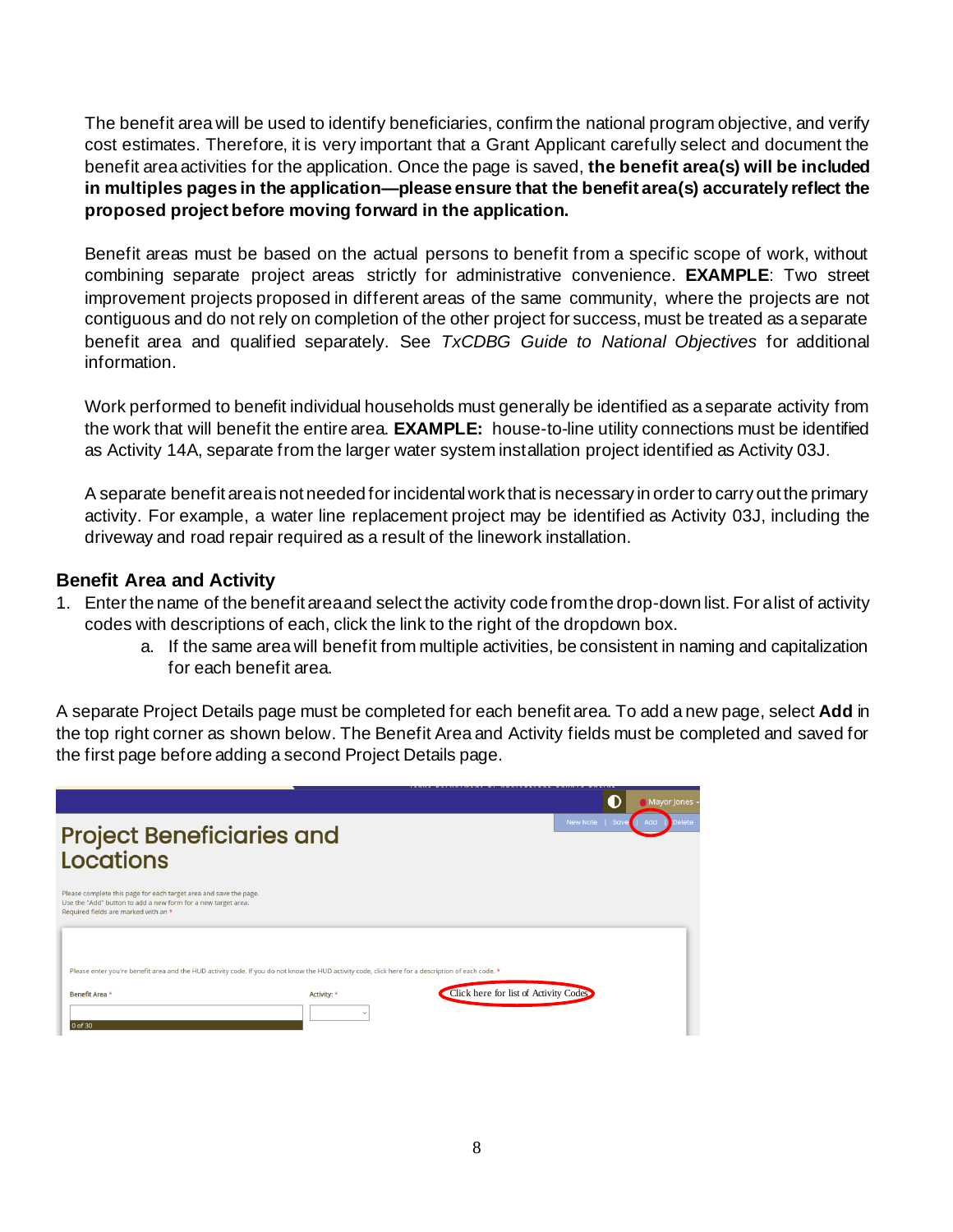The benefit area will be used to identify beneficiaries, confirm the national program objective, and verify cost estimates. Therefore, it is very important that a Grant Applicant carefully select and document the benefit area activities for the application. Once the page is saved, **the benefit area(s) will be included in multiples pages in the application—please ensure that the benefit area(s) accurately reflect the proposed project before moving forward in the application.**

Benefit areas must be based on the actual persons to benefit from a specific scope of work, without combining separate project areas strictly for administrative convenience. **EXAMPLE**: Two street improvement projects proposed in different areas of the same community, where the projects are not contiguous and do not rely on completion of the other project for success, must be treated as a separate benefit area and qualified separately. See *TxCDBG Guide to National Objectives* for additional information.

Work performed to benefit individual households must generally be identified as a separate activity from the work that will benefit the entire area. **EXAMPLE:** house-to-line utility connections must be identified as Activity 14A, separate from the larger water system installation project identified as Activity 03J.

A separate benefit area is not needed for incidental work that is necessary in order to carry out the primary activity. For example, a water line replacement project may be identified as Activity 03J, including the driveway and road repair required as a result of the linework installation.

## Benefit Area and Activity

1. Enter the name of the benefit area and select the activity code from the drop-down list. For a list of activity codes with descriptions of each, click the link to the right of the dropdown box.
   a. If the same area will benefit from multiple activities, be consistent in naming and capitalization for each benefit area.

A separate Project Details page must be completed for each benefit area. To add a new page, select **Add** in the top right corner as shown below. The Benefit Area and Activity fields must be completed and saved for the first page before adding a second Project Details page.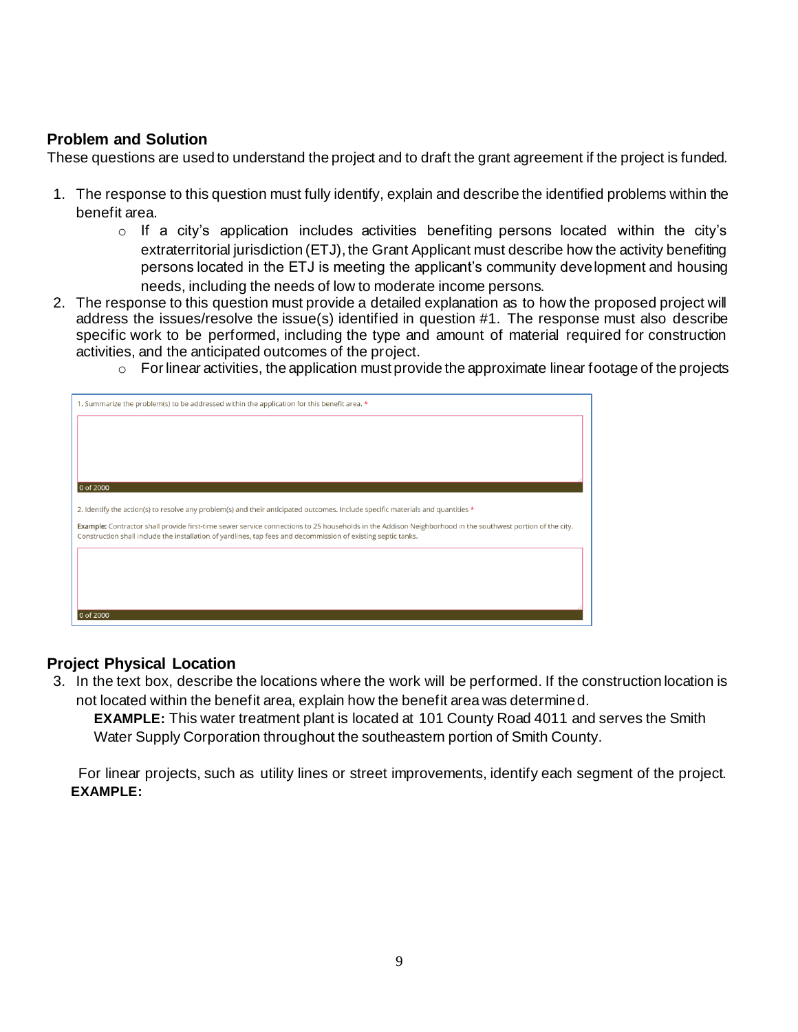## Problem and Solution

These questions are used to understand the project and to draft the grant agreement if the project is funded.

1. The response to this question must fully identify, explain and describe the identified problems within the benefit area.
    - If a city's application includes activities benefiting persons located within the city's extraterritorial jurisdiction (ETJ), the Grant Applicant must describe how the activity benefiting persons located in the ETJ is meeting the applicant's community development and housing needs, including the needs of low to moderate income persons.
2. The response to this question must provide a detailed explanation as to how the proposed project will address the issues/resolve the issue(s) identified in question #1. The response must also describe specific work to be performed, including the type and amount of material required for construction activities, and the anticipated outcomes of the project.
    - For linear activities, the application must provide the approximate linear footage of the projects

1. Summarize the problem(s) to be addressed within the application for this benefit area. *

0 of 2000

2. Identify the action(s) to resolve any problem(s) and their anticipated outcomes. Include specific materials and quantities *

**Example:** Contractor shall provide first-time sewer service connections to 25 households in the Addison Neighborhood in the southwest portion of the city. Construction shall include the installation of yardlines, tap fees and decommission of existing septic tanks.

0 of 2000

## Project Physical Location

3. In the text box, describe the locations where the work will be performed. If the construction location is not located within the benefit area, explain how the benefit area was determined.

   **EXAMPLE:** This water treatment plant is located at 101 County Road 4011 and serves the Smith Water Supply Corporation throughout the southeastern portion of Smith County.

   For linear projects, such as utility lines or street improvements, identify each segment of the project.

   **EXAMPLE:**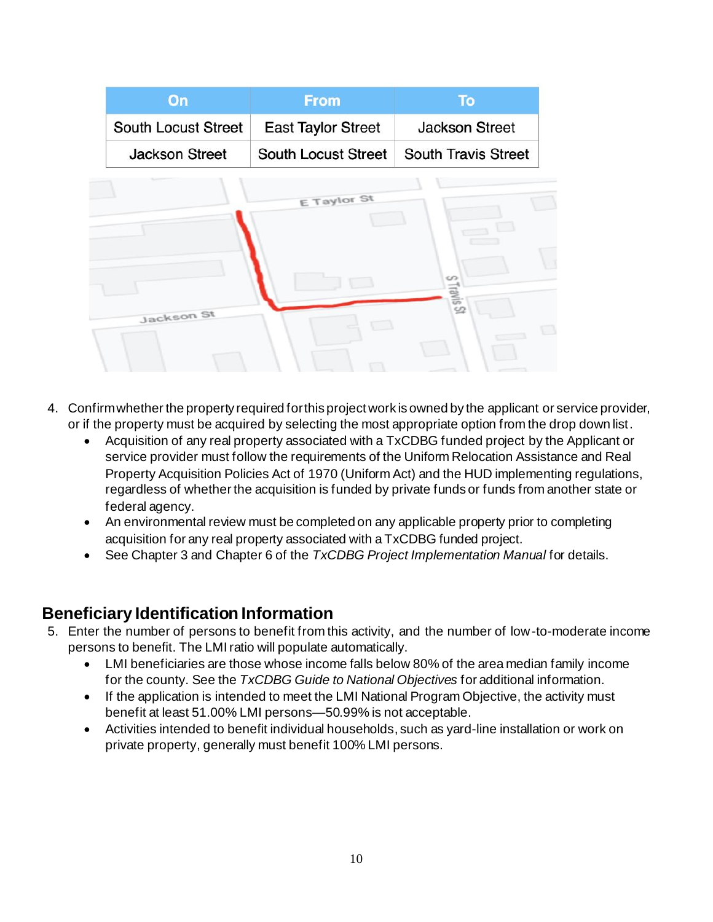| On | From | To |
| --- | --- | --- |
| South Locust Street | East Taylor Street | Jackson Street |
| Jackson Street | South Locust Street | South Travis Street |

4. Confirm whether the property required for this project work is owned by the applicant or service provider, or if the property must be acquired by selecting the most appropriate option from the drop down list.
   - Acquisition of any real property associated with a TxCDBG funded project by the Applicant or service provider must follow the requirements of the Uniform Relocation Assistance and Real Property Acquisition Policies Act of 1970 (Uniform Act) and the HUD implementing regulations, regardless of whether the acquisition is funded by private funds or funds from another state or federal agency.
   - An environmental review must be completed on any applicable property prior to completing acquisition for any real property associated with a TxCDBG funded project.
   - See Chapter 3 and Chapter 6 of the *TxCDBG Project Implementation Manual* for details.

## Beneficiary Identification Information

5. Enter the number of persons to benefit from this activity, and the number of low-to-moderate income persons to benefit. The LMI ratio will populate automatically.
   - LMI beneficiaries are those whose income falls below 80% of the area median family income for the county. See the *TxCDBG Guide to National Objectives* for additional information.
   - If the application is intended to meet the LMI National Program Objective, the activity must benefit at least 51.00% LMI persons—50.99% is not acceptable.
   - Activities intended to benefit individual households, such as yard-line installation or work on private property, generally must benefit 100% LMI persons.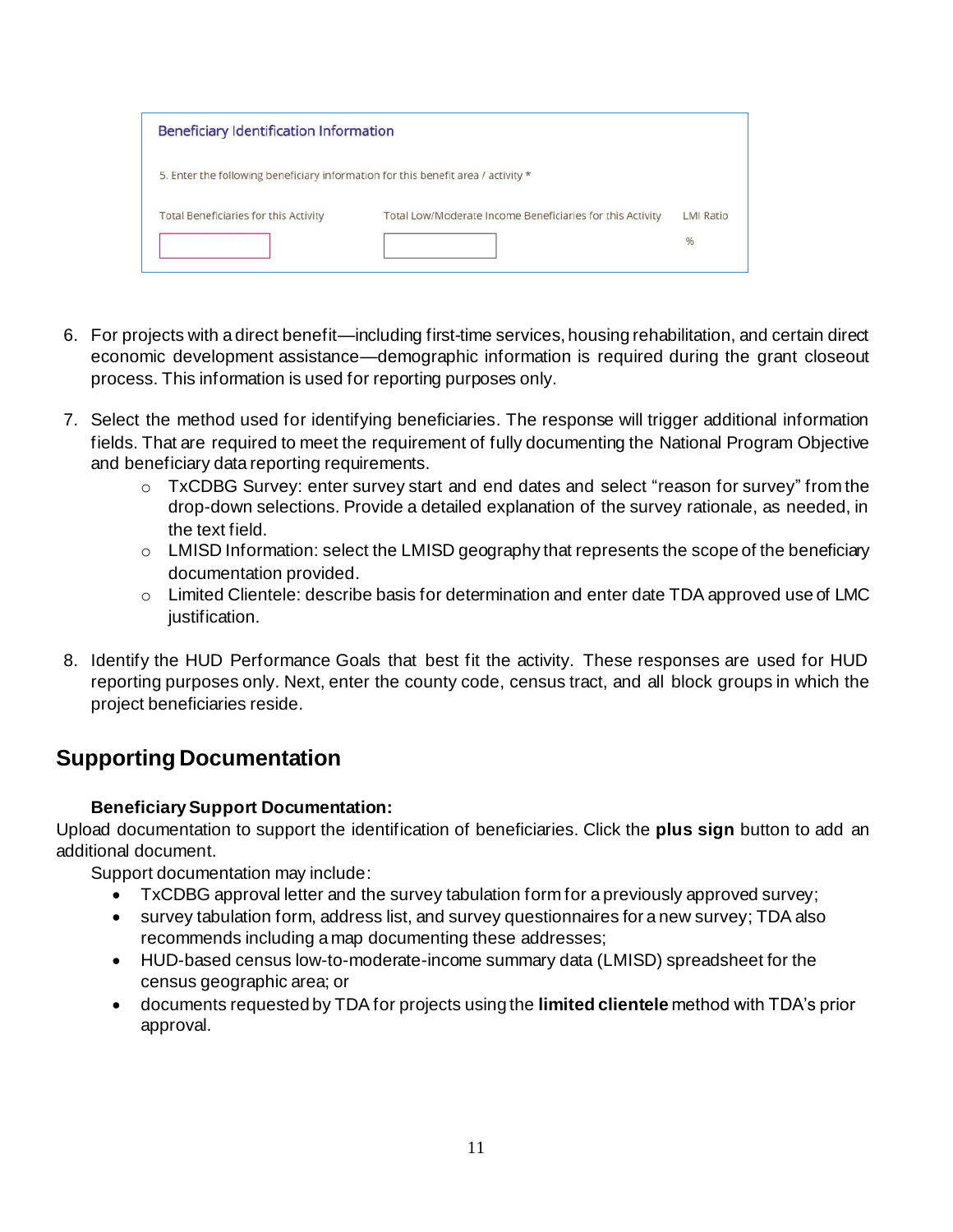**Beneficiary Identification Information**

5. Enter the following beneficiary information for this benefit area / activity *

| Total Beneficiaries for this Activity | Total Low/Moderate Income Beneficiaries for this Activity | LMI Ratio |
| --- | --- | --- |
| | | % |

6. For projects with a direct benefit—including first-time services, housing rehabilitation, and certain direct economic development assistance—demographic information is required during the grant closeout process. This information is used for reporting purposes only.

7. Select the method used for identifying beneficiaries. The response will trigger additional information fields. That are required to meet the requirement of fully documenting the National Program Objective and beneficiary data reporting requirements.
   - TxCDBG Survey: enter survey start and end dates and select "reason for survey" from the drop-down selections. Provide a detailed explanation of the survey rationale, as needed, in the text field.
   - LMISD Information: select the LMISD geography that represents the scope of the beneficiary documentation provided.
   - Limited Clientele: describe basis for determination and enter date TDA approved use of LMC justification.

8. Identify the HUD Performance Goals that best fit the activity. These responses are used for HUD reporting purposes only. Next, enter the county code, census tract, and all block groups in which the project beneficiaries reside.

## Supporting Documentation

### Beneficiary Support Documentation:

Upload documentation to support the identification of beneficiaries. Click the **plus sign** button to add an additional document.

Support documentation may include:

- TxCDBG approval letter and the survey tabulation form for a previously approved survey;
- survey tabulation form, address list, and survey questionnaires for a new survey; TDA also recommends including a map documenting these addresses;
- HUD-based census low-to-moderate-income summary data (LMISD) spreadsheet for the census geographic area; or
- documents requested by TDA for projects using the **limited clientele** method with TDA's prior approval.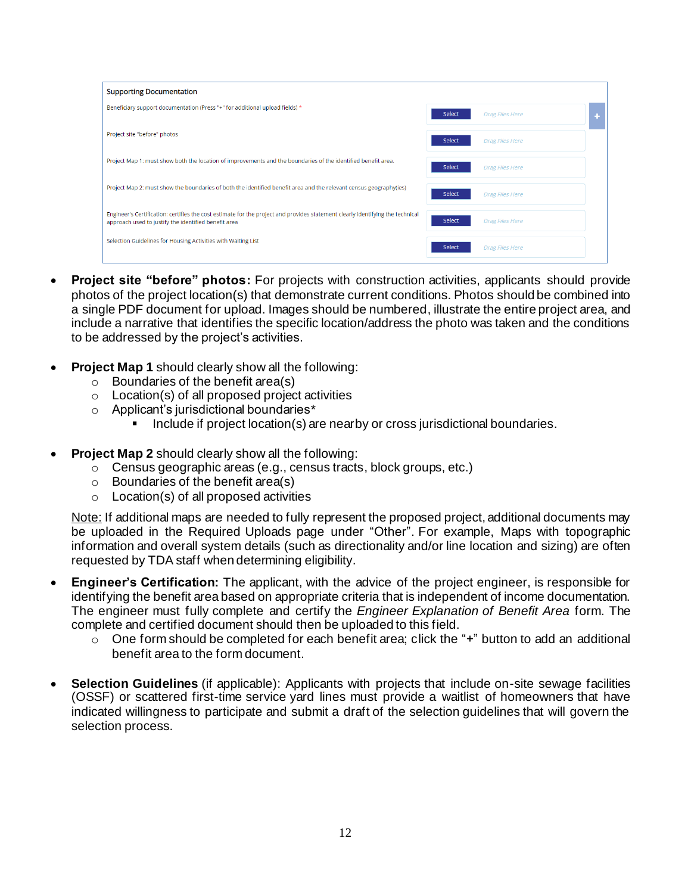**Supporting Documentation**

| | |
|---|---|
| Beneficiary support documentation (Press "+" for additional upload fields) * | Select / Drag Files Here / + |
| Project site "before" photos | Select / Drag Files Here |
| Project Map 1: must show both the location of improvements and the boundaries of the identified benefit area. | Select / Drag Files Here |
| Project Map 2: must show the boundaries of both the identified benefit area and the relevant census geography(ies) | Select / Drag Files Here |
| Engineer's Certification: certifies the cost estimate for the project and provides statement clearly identifying the technical approach used to justify the identified benefit area | Select / Drag Files Here |
| Selection Guidelines for Housing Activities with Waiting List | Select / Drag Files Here |

- **Project site "before" photos:** For projects with construction activities, applicants should provide photos of the project location(s) that demonstrate current conditions. Photos should be combined into a single PDF document for upload. Images should be numbered, illustrate the entire project area, and include a narrative that identifies the specific location/address the photo was taken and the conditions to be addressed by the project's activities.

- **Project Map 1** should clearly show all the following:
  - Boundaries of the benefit area(s)
  - Location(s) of all proposed project activities
  - Applicant's jurisdictional boundaries*
    - Include if project location(s) are nearby or cross jurisdictional boundaries.

- **Project Map 2** should clearly show all the following:
  - Census geographic areas (e.g., census tracts, block groups, etc.)
  - Boundaries of the benefit area(s)
  - Location(s) of all proposed activities

  Note: If additional maps are needed to fully represent the proposed project, additional documents may be uploaded in the Required Uploads page under "Other". For example, Maps with topographic information and overall system details (such as directionality and/or line location and sizing) are often requested by TDA staff when determining eligibility.

- **Engineer's Certification:** The applicant, with the advice of the project engineer, is responsible for identifying the benefit area based on appropriate criteria that is independent of income documentation. The engineer must fully complete and certify the *Engineer Explanation of Benefit Area* form. The complete and certified document should then be uploaded to this field.
  - One form should be completed for each benefit area; click the "+" button to add an additional benefit area to the form document.

- **Selection Guidelines** (if applicable): Applicants with projects that include on-site sewage facilities (OSSF) or scattered first-time service yard lines must provide a waitlist of homeowners that have indicated willingness to participate and submit a draft of the selection guidelines that will govern the selection process.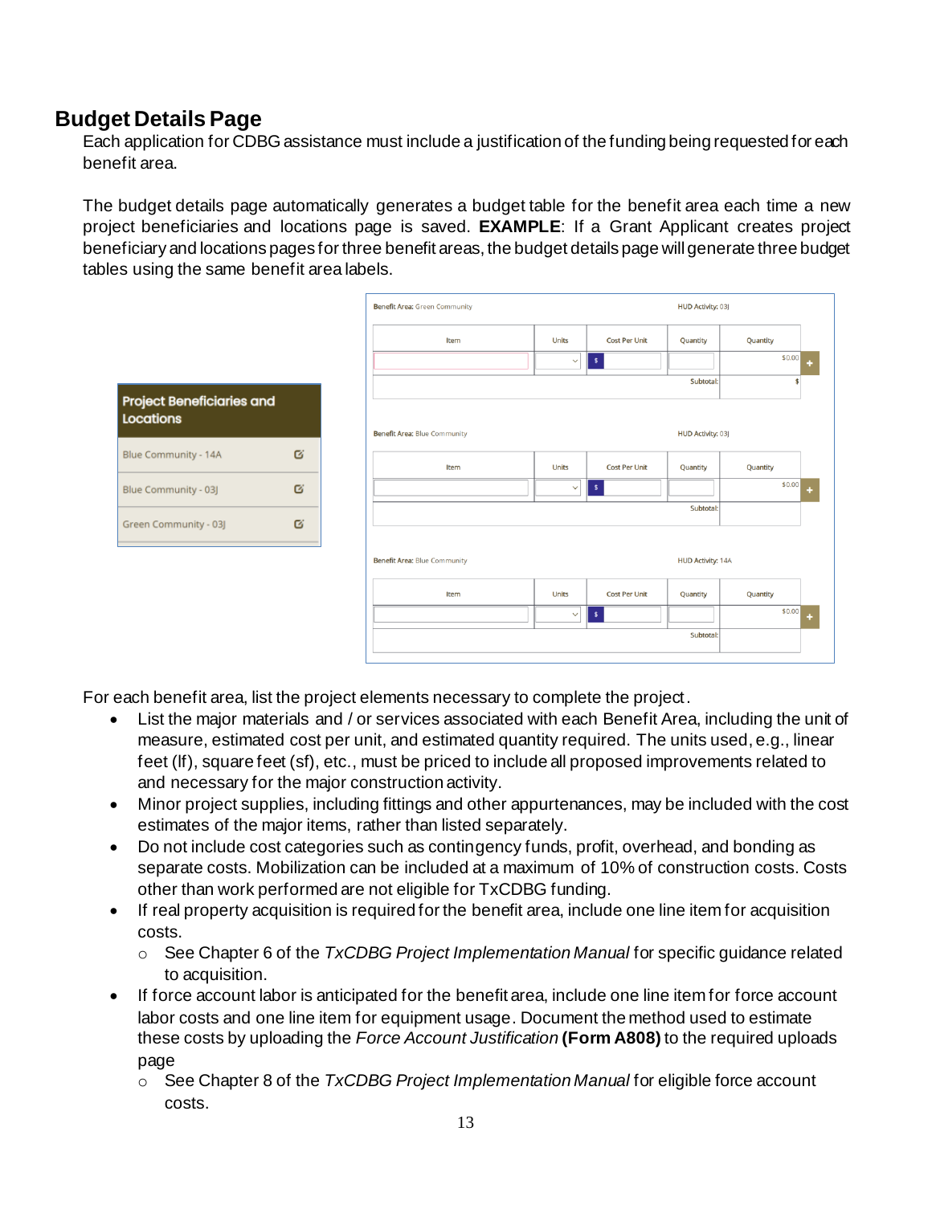## Budget Details Page

Each application for CDBG assistance must include a justification of the funding being requested for each benefit area.

The budget details page automatically generates a budget table for the benefit area each time a new project beneficiaries and locations page is saved. **EXAMPLE**: If a Grant Applicant creates project beneficiary and locations pages for three benefit areas, the budget details page will generate three budget tables using the same benefit area labels.

| Project Beneficiaries and Locations |
|---|
| Blue Community - 14A |
| Blue Community - 03J |
| Green Community - 03J |

Benefit Area: Green Community — HUD Activity: 03J

| Item | Units | Cost Per Unit | Quantity | Quantity |
|---|---|---|---|---|
| | | $ | | $0.00 |
| | | | Subtotal: | $ |

Benefit Area: Blue Community — HUD Activity: 03J

| Item | Units | Cost Per Unit | Quantity | Quantity |
|---|---|---|---|---|
| | | $ | | $0.00 |
| | | | Subtotal: | |

Benefit Area: Blue Community — HUD Activity: 14A

| Item | Units | Cost Per Unit | Quantity | Quantity |
|---|---|---|---|---|
| | | $ | | $0.00 |
| | | | Subtotal: | |

For each benefit area, list the project elements necessary to complete the project.

- List the major materials and / or services associated with each Benefit Area, including the unit of measure, estimated cost per unit, and estimated quantity required. The units used, e.g., linear feet (lf), square feet (sf), etc., must be priced to include all proposed improvements related to and necessary for the major construction activity.
- Minor project supplies, including fittings and other appurtenances, may be included with the cost estimates of the major items, rather than listed separately.
- Do not include cost categories such as contingency funds, profit, overhead, and bonding as separate costs. Mobilization can be included at a maximum of 10% of construction costs. Costs other than work performed are not eligible for TxCDBG funding.
- If real property acquisition is required for the benefit area, include one line item for acquisition costs.
  - See Chapter 6 of the *TxCDBG Project Implementation Manual* for specific guidance related to acquisition.
- If force account labor is anticipated for the benefit area, include one line item for force account labor costs and one line item for equipment usage. Document the method used to estimate these costs by uploading the *Force Account Justification* **(Form A808)** to the required uploads page
  - See Chapter 8 of the *TxCDBG Project Implementation Manual* for eligible force account costs.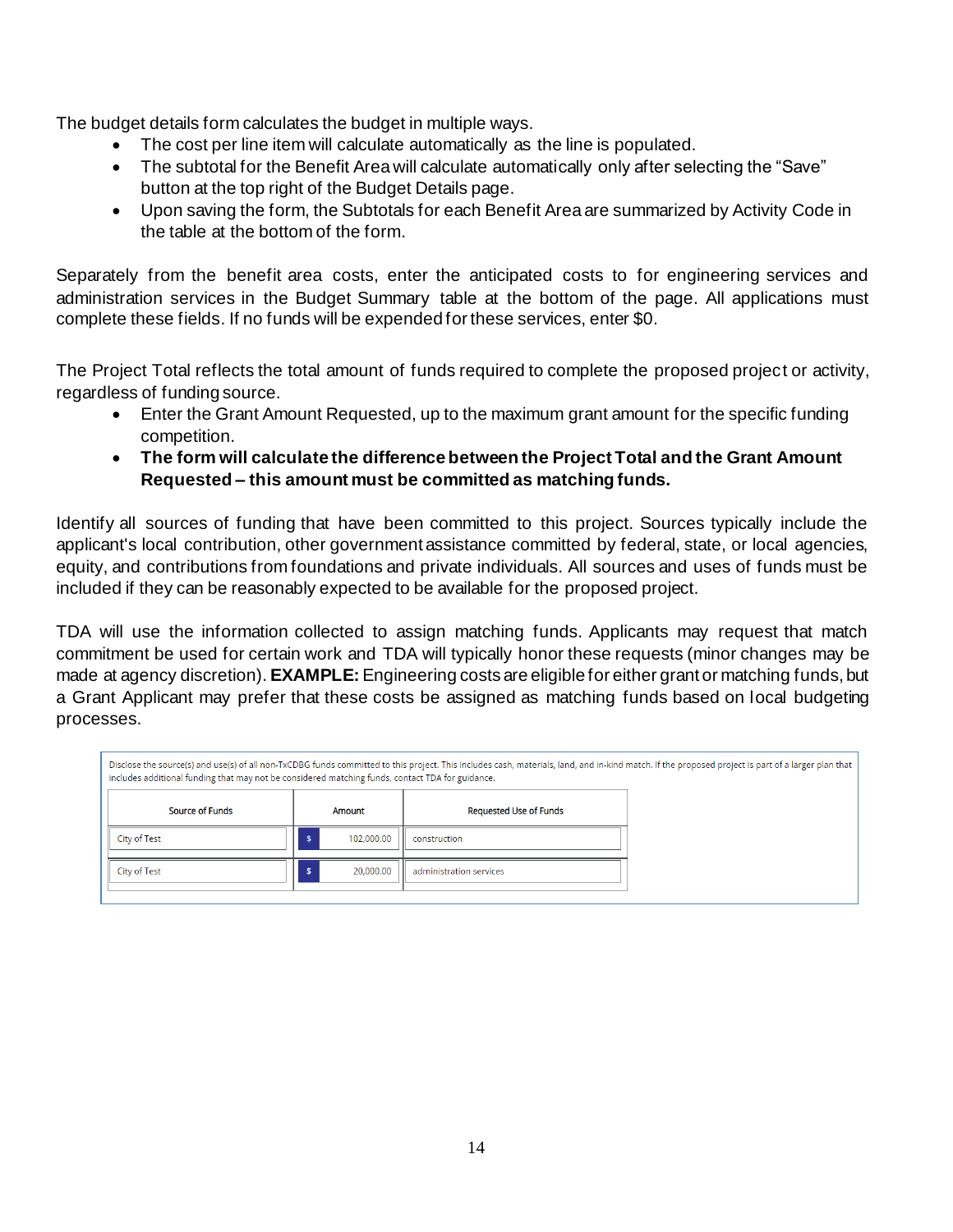The budget details form calculates the budget in multiple ways.

- The cost per line item will calculate automatically as the line is populated.
- The subtotal for the Benefit Area will calculate automatically only after selecting the "Save" button at the top right of the Budget Details page.
- Upon saving the form, the Subtotals for each Benefit Area are summarized by Activity Code in the table at the bottom of the form.

Separately from the benefit area costs, enter the anticipated costs to for engineering services and administration services in the Budget Summary table at the bottom of the page. All applications must complete these fields. If no funds will be expended for these services, enter $0.

The Project Total reflects the total amount of funds required to complete the proposed project or activity, regardless of funding source.

- Enter the Grant Amount Requested, up to the maximum grant amount for the specific funding competition.
- **The form will calculate the difference between the Project Total and the Grant Amount Requested – this amount must be committed as matching funds.**

Identify all sources of funding that have been committed to this project. Sources typically include the applicant's local contribution, other government assistance committed by federal, state, or local agencies, equity, and contributions from foundations and private individuals. All sources and uses of funds must be included if they can be reasonably expected to be available for the proposed project.

TDA will use the information collected to assign matching funds. Applicants may request that match commitment be used for certain work and TDA will typically honor these requests (minor changes may be made at agency discretion). **EXAMPLE:** Engineering costs are eligible for either grant or matching funds, but a Grant Applicant may prefer that these costs be assigned as matching funds based on local budgeting processes.

Disclose the source(s) and use(s) of all non-TxCDBG funds committed to this project. This includes cash, materials, land, and in-kind match. If the proposed project is part of a larger plan that includes additional funding that may not be considered matching funds, contact TDA for guidance.

| Source of Funds | Amount | Requested Use of Funds |
| --- | --- | --- |
| City of Test | $ 102,000.00 | construction |
| City of Test | $ 20,000.00 | administration services |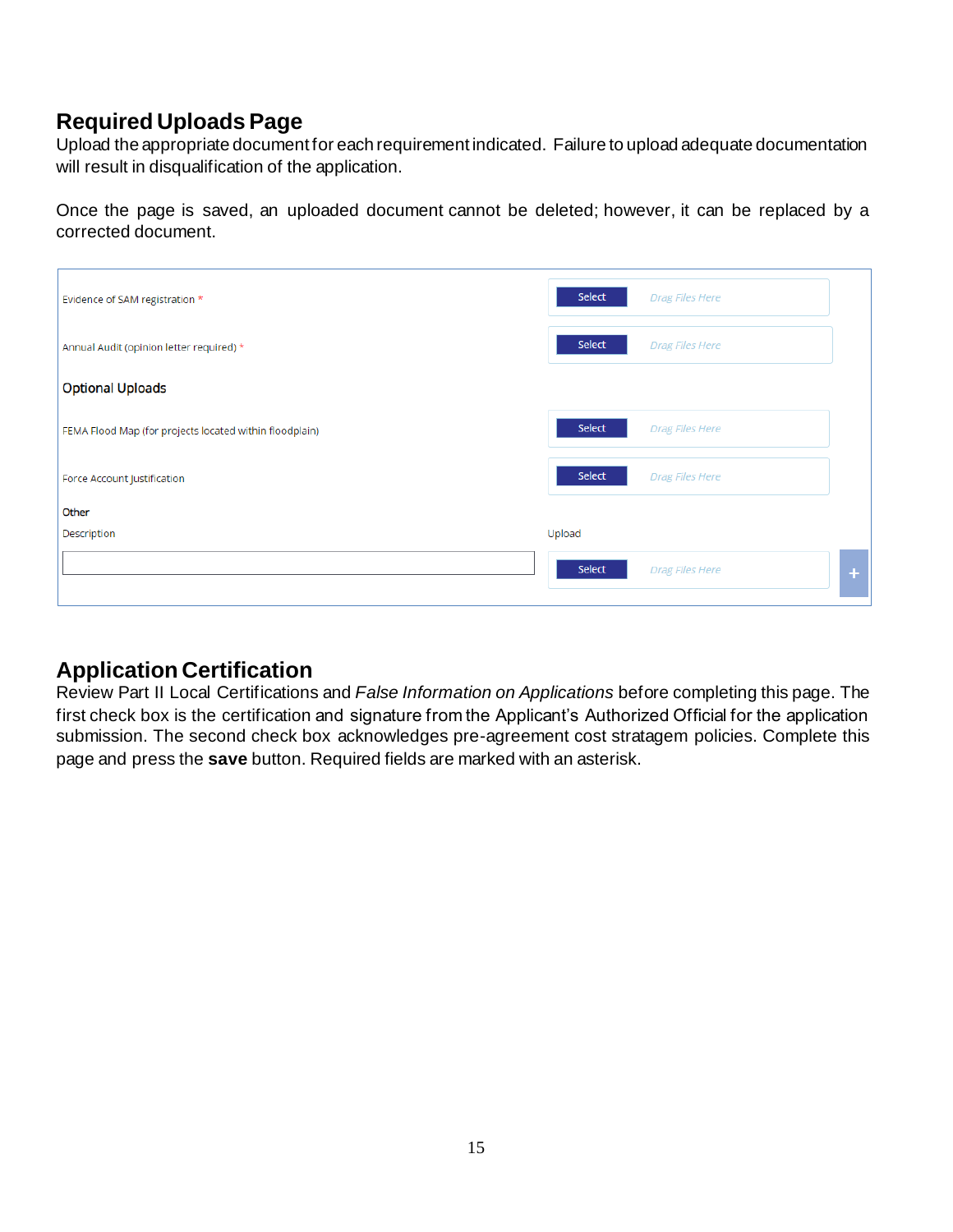## Required Uploads Page

Upload the appropriate document for each requirement indicated. Failure to upload adequate documentation will result in disqualification of the application.

Once the page is saved, an uploaded document cannot be deleted; however, it can be replaced by a corrected document.

Evidence of SAM registration * — Select | Drag Files Here

Annual Audit (opinion letter required) * — Select | Drag Files Here

Optional Uploads

FEMA Flood Map (for projects located within floodplain) — Select | Drag Files Here

Force Account Justification — Select | Drag Files Here

Other

Description — Upload

Select | Drag Files Here | +

## Application Certification

Review Part II Local Certifications and *False Information on Applications* before completing this page. The first check box is the certification and signature from the Applicant's Authorized Official for the application submission. The second check box acknowledges pre-agreement cost stratagem policies. Complete this page and press the **save** button. Required fields are marked with an asterisk.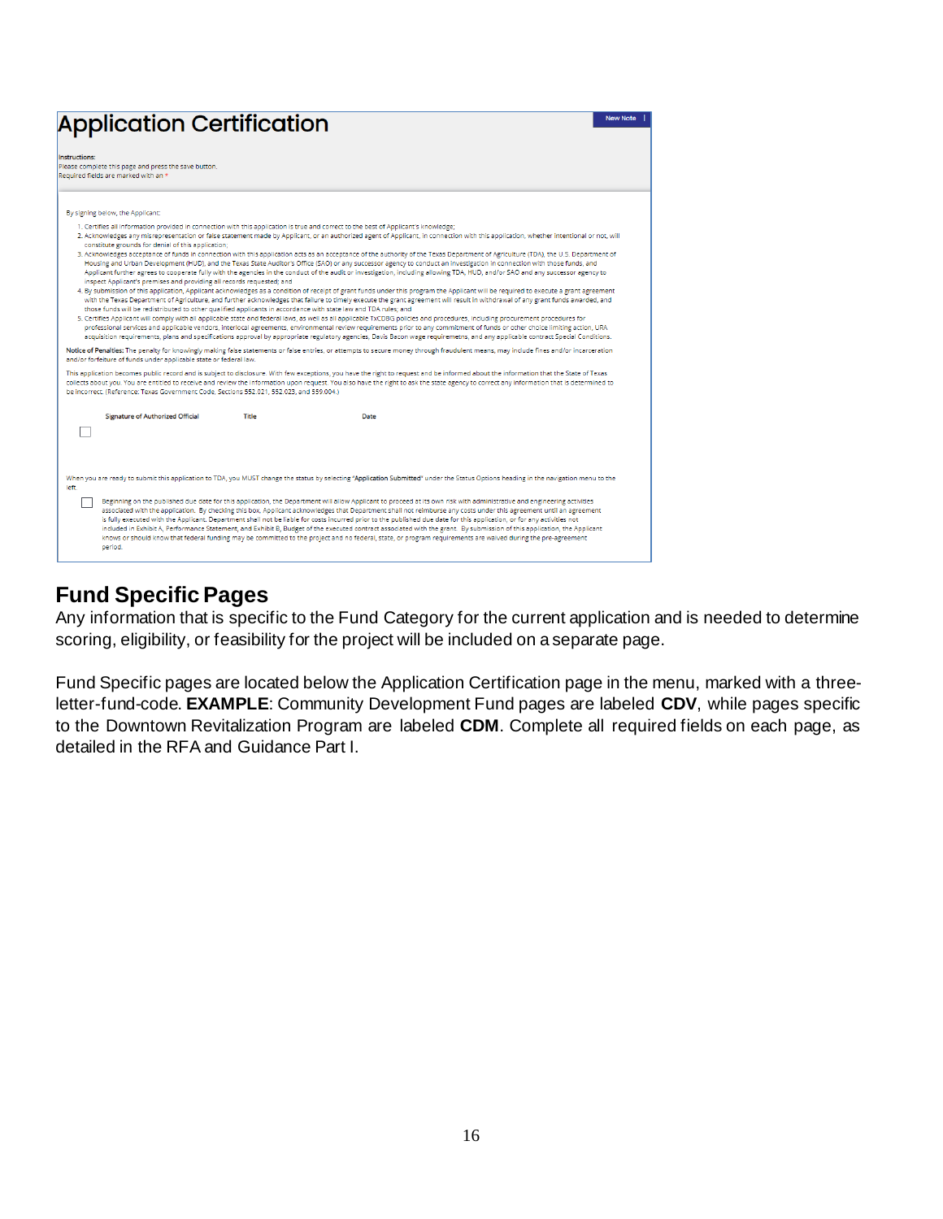# Application Certification

New Note

**Instructions:**
Please complete this page and press the save button.
Required fields are marked with an *

By signing below, the Applicant:

1. Certifies all information provided in connection with this application is true and correct to the best of Applicant's knowledge;
2. Acknowledges any misrepresentation or false statement made by Applicant, or an authorized agent of Applicant, in connection with this application, whether intentional or not, will constitute grounds for denial of this application;
3. Acknowledges acceptance of funds in connection with this application acts as an acceptance of the authority of the Texas Department of Agriculture (TDA), the U.S. Department of Housing and Urban Development (HUD), and the Texas State Auditor's Office (SAO) or any successor agency to conduct an investigation in connection with those funds, and Applicant further agrees to cooperate fully with the agencies in the conduct of the audit or investigation, including allowing TDA, HUD, and/or SAO and any successor agency to inspect Applicant's premises and providing all records requested; and
4. By submission of this application, Applicant acknowledges as a condition of receipt of grant funds under this program the Applicant will be required to execute a grant agreement with the Texas Department of Agriculture, and further acknowledges that failure to timely execute the grant agreement will result in withdrawal of any grant funds awarded, and those funds will be redistributed to other qualified applicants in accordance with state law and TDA rules; and
5. Certifies Applicant will comply with all applicable state and federal laws, as well as all applicable TxCDBG policies and procedures, including procurement procedures for professional services and applicable vendors, interlocal agreements, environmental review requirements prior to any commitment of funds or other choice limiting action, URA acquisition requirements, plans and specifications approval by appropriate regulatory agencies, Davis Bacon wage requiremetns, and any applicable contract Special Conditions.

**Notice of Penalties:** The penalty for knowingly making false statements or false entries, or attempts to secure money through fraudulent means, may include fines and/or incarceration and/or forfeiture of funds under applicable state or federal law.

This application becomes public record and is subject to disclosure. With few exceptions, you have the right to request and be informed about the information that the State of Texas collects about you. You are entitled to receive and review the information upon request. You also have the right to ask the state agency to correct any information that is determined to be incorrect. (Reference: Texas Government Code, Sections 552.021, 552.023, and 559.004.)

| Signature of Authorized Official | Title | Date |
|---|---|---|
| ☐ | | |

When you are ready to submit this application to TDA, you MUST change the status by selecting "**Application Submitted**" under the Status Options heading in the navigation menu to the left.

☐ Beginning on the published due date for this application, the Department will allow Applicant to proceed at its own risk with administrative and engineering activities associated with the application. By checking this box, Applicant acknowledges that Department shall not reimburse any costs under this agreement until an agreement is fully executed with the Applicant. Department shall not be liable for costs incurred prior to the published due date for this application, or for any activities not included in Exhibit A, Performance Statement, and Exhibit B, Budget of the executed contract associated with the grant. By submission of this application, the Applicant knows or should know that federal funding may be committed to the project and no federal, state, or program requirements are waived during the pre-agreement period.

## Fund Specific Pages

Any information that is specific to the Fund Category for the current application and is needed to determine scoring, eligibility, or feasibility for the project will be included on a separate page.

Fund Specific pages are located below the Application Certification page in the menu, marked with a three-letter-fund-code. **EXAMPLE**: Community Development Fund pages are labeled **CDV**, while pages specific to the Downtown Revitalization Program are labeled **CDM**. Complete all required fields on each page, as detailed in the RFA and Guidance Part I.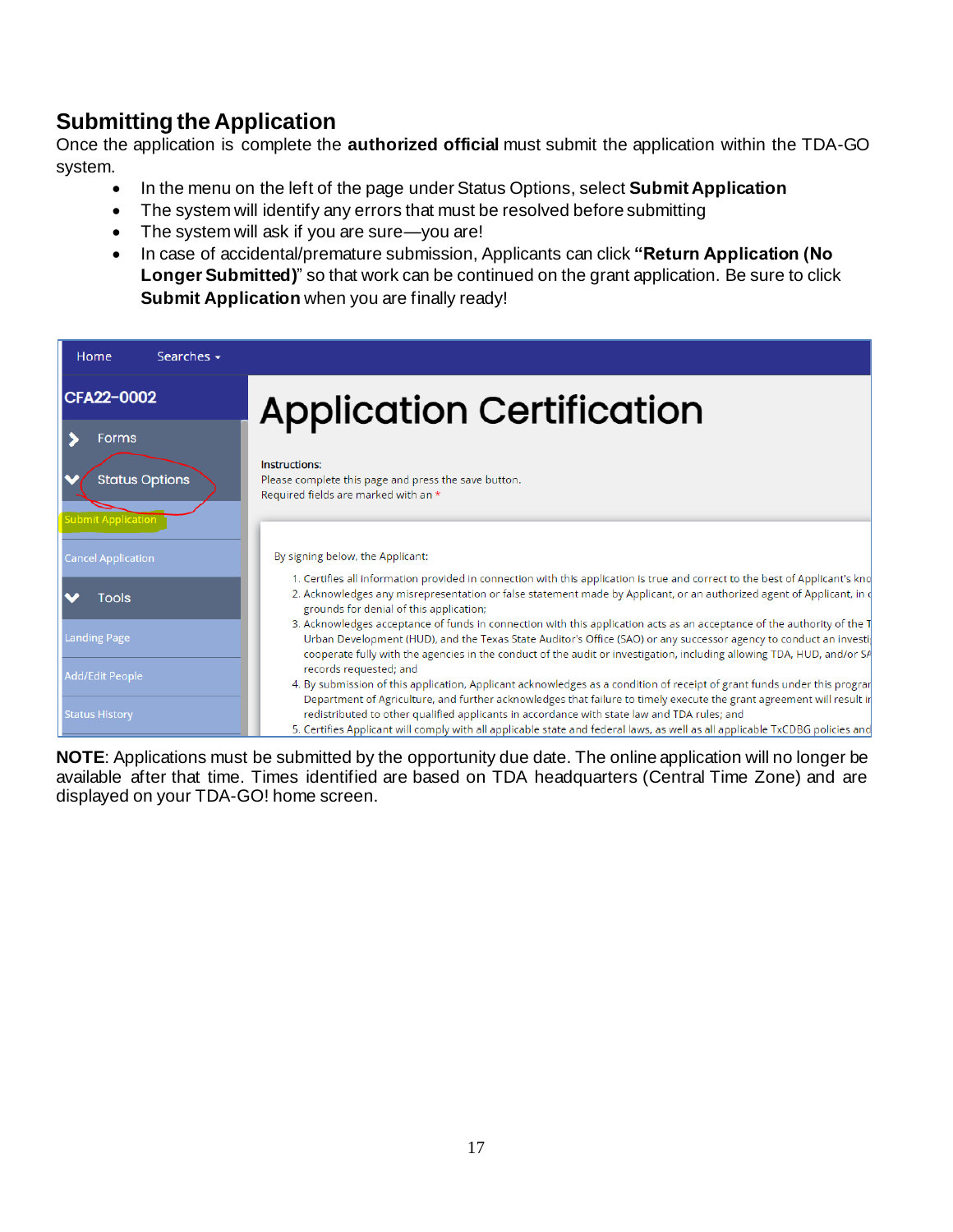## Submitting the Application

Once the application is complete the **authorized official** must submit the application within the TDA-GO system.

- In the menu on the left of the page under Status Options, select **Submit Application**
- The system will identify any errors that must be resolved before submitting
- The system will ask if you are sure—you are!
- In case of accidental/premature submission, Applicants can click **"Return Application (No Longer Submitted)"** so that work can be continued on the grant application. Be sure to click **Submit Application** when you are finally ready!

**NOTE**: Applications must be submitted by the opportunity due date. The online application will no longer be available after that time. Times identified are based on TDA headquarters (Central Time Zone) and are displayed on your TDA-GO! home screen.